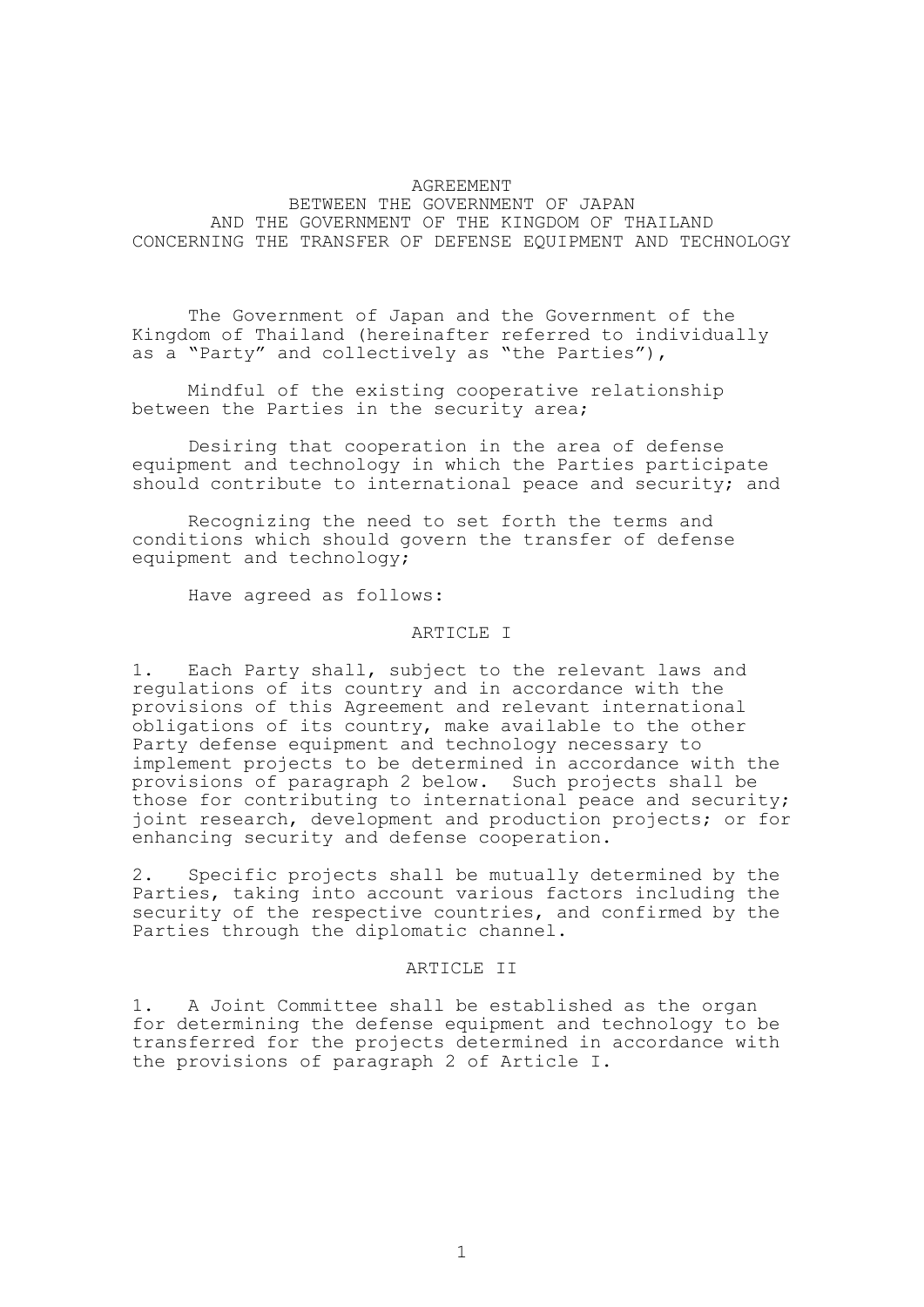# AGREEMENT
# BETWEEN THE GOVERNMENT OF JAPAN
# AND THE GOVERNMENT OF THE KINGDOM OF THAILAND
# CONCERNING THE TRANSFER OF DEFENSE EQUIPMENT AND TECHNOLOGY

The Government of Japan and the Government of the Kingdom of Thailand (hereinafter referred to individually as a "Party" and collectively as "the Parties"),

Mindful of the existing cooperative relationship between the Parties in the security area;

Desiring that cooperation in the area of defense equipment and technology in which the Parties participate should contribute to international peace and security; and

Recognizing the need to set forth the terms and conditions which should govern the transfer of defense equipment and technology;

Have agreed as follows:

## ARTICLE I

1. Each Party shall, subject to the relevant laws and regulations of its country and in accordance with the provisions of this Agreement and relevant international obligations of its country, make available to the other Party defense equipment and technology necessary to implement projects to be determined in accordance with the provisions of paragraph 2 below. Such projects shall be those for contributing to international peace and security; joint research, development and production projects; or for enhancing security and defense cooperation.

2. Specific projects shall be mutually determined by the Parties, taking into account various factors including the security of the respective countries, and confirmed by the Parties through the diplomatic channel.

## ARTICLE II

1. A Joint Committee shall be established as the organ for determining the defense equipment and technology to be transferred for the projects determined in accordance with the provisions of paragraph 2 of Article I.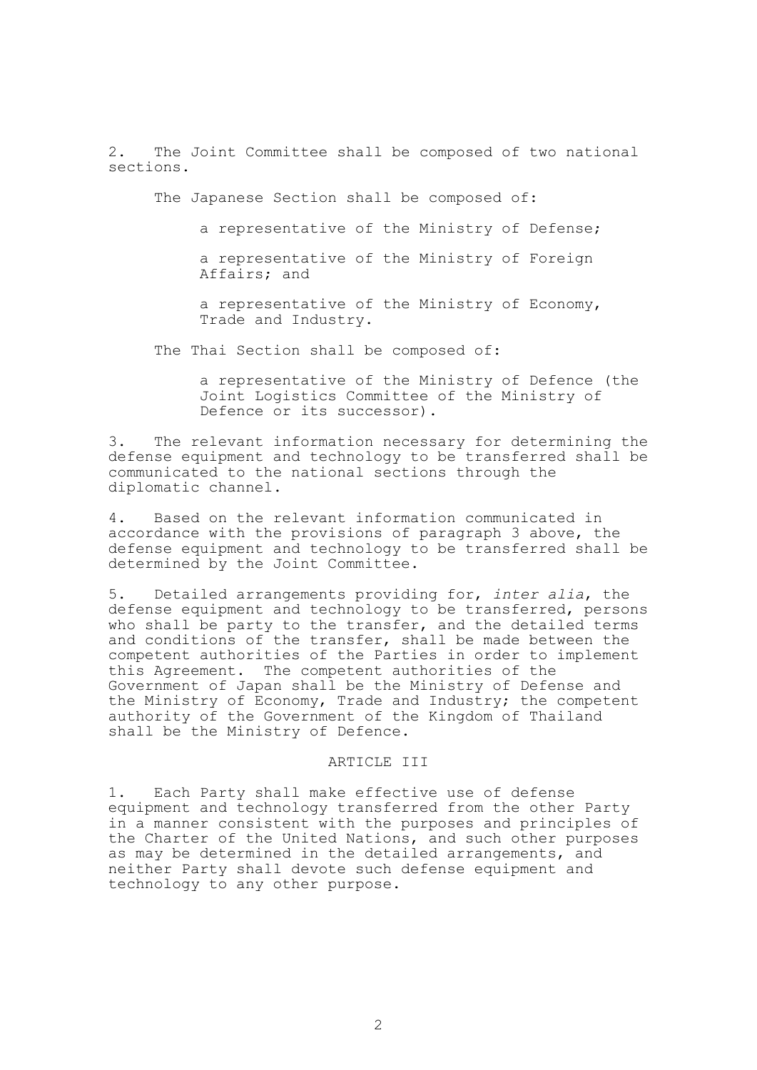2. The Joint Committee shall be composed of two national sections.

The Japanese Section shall be composed of:

a representative of the Ministry of Defense;

a representative of the Ministry of Foreign Affairs; and

a representative of the Ministry of Economy, Trade and Industry.

The Thai Section shall be composed of:

a representative of the Ministry of Defence (the Joint Logistics Committee of the Ministry of Defence or its successor).

3. The relevant information necessary for determining the defense equipment and technology to be transferred shall be communicated to the national sections through the diplomatic channel.

4. Based on the relevant information communicated in accordance with the provisions of paragraph 3 above, the defense equipment and technology to be transferred shall be determined by the Joint Committee.

5. Detailed arrangements providing for, *inter alia*, the defense equipment and technology to be transferred, persons who shall be party to the transfer, and the detailed terms and conditions of the transfer, shall be made between the competent authorities of the Parties in order to implement this Agreement. The competent authorities of the Government of Japan shall be the Ministry of Defense and the Ministry of Economy, Trade and Industry; the competent authority of the Government of the Kingdom of Thailand shall be the Ministry of Defence.

## ARTICLE III

1. Each Party shall make effective use of defense equipment and technology transferred from the other Party in a manner consistent with the purposes and principles of the Charter of the United Nations, and such other purposes as may be determined in the detailed arrangements, and neither Party shall devote such defense equipment and technology to any other purpose.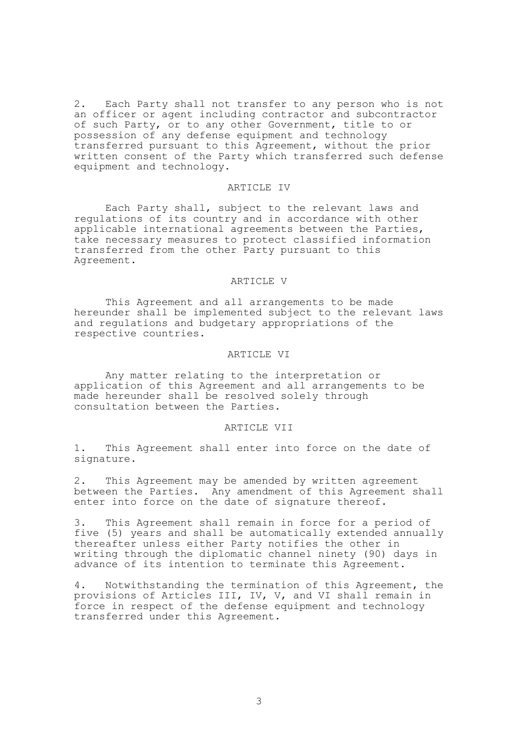2. Each Party shall not transfer to any person who is not an officer or agent including contractor and subcontractor of such Party, or to any other Government, title to or possession of any defense equipment and technology transferred pursuant to this Agreement, without the prior written consent of the Party which transferred such defense equipment and technology.

## ARTICLE IV

Each Party shall, subject to the relevant laws and regulations of its country and in accordance with other applicable international agreements between the Parties, take necessary measures to protect classified information transferred from the other Party pursuant to this Agreement.

## ARTICLE V

This Agreement and all arrangements to be made hereunder shall be implemented subject to the relevant laws and regulations and budgetary appropriations of the respective countries.

## ARTICLE VI

Any matter relating to the interpretation or application of this Agreement and all arrangements to be made hereunder shall be resolved solely through consultation between the Parties.

## ARTICLE VII

1. This Agreement shall enter into force on the date of signature.

2. This Agreement may be amended by written agreement between the Parties. Any amendment of this Agreement shall enter into force on the date of signature thereof.

3. This Agreement shall remain in force for a period of five (5) years and shall be automatically extended annually thereafter unless either Party notifies the other in writing through the diplomatic channel ninety (90) days in advance of its intention to terminate this Agreement.

4. Notwithstanding the termination of this Agreement, the provisions of Articles III, IV, V, and VI shall remain in force in respect of the defense equipment and technology transferred under this Agreement.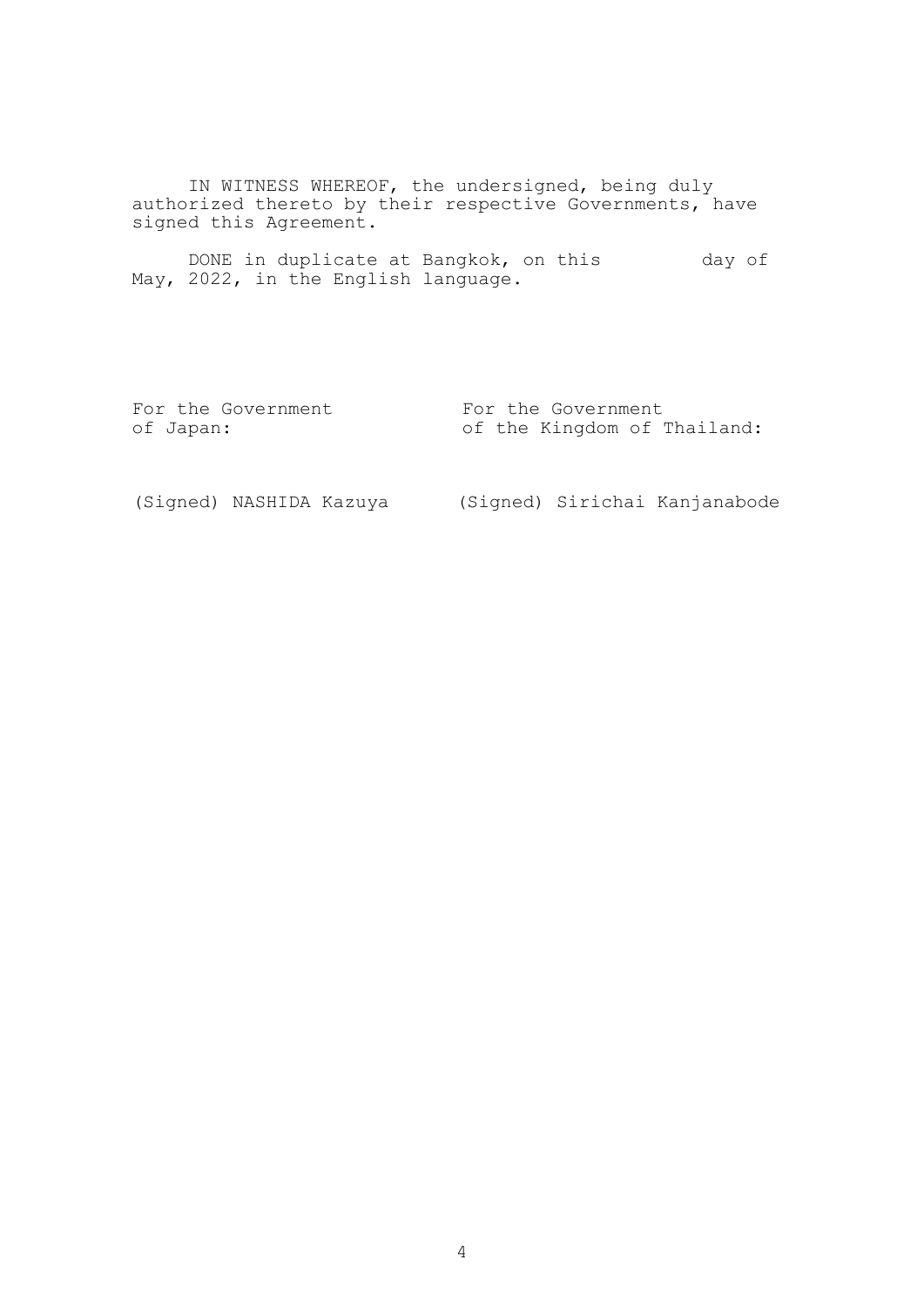IN WITNESS WHEREOF, the undersigned, being duly authorized thereto by their respective Governments, have signed this Agreement.

DONE in duplicate at Bangkok, on this day of May, 2022, in the English language.

| | |
|---|---|
| For the Government of Japan: | For the Government of the Kingdom of Thailand: |
| (Signed) NASHIDA Kazuya | (Signed) Sirichai Kanjanabode |